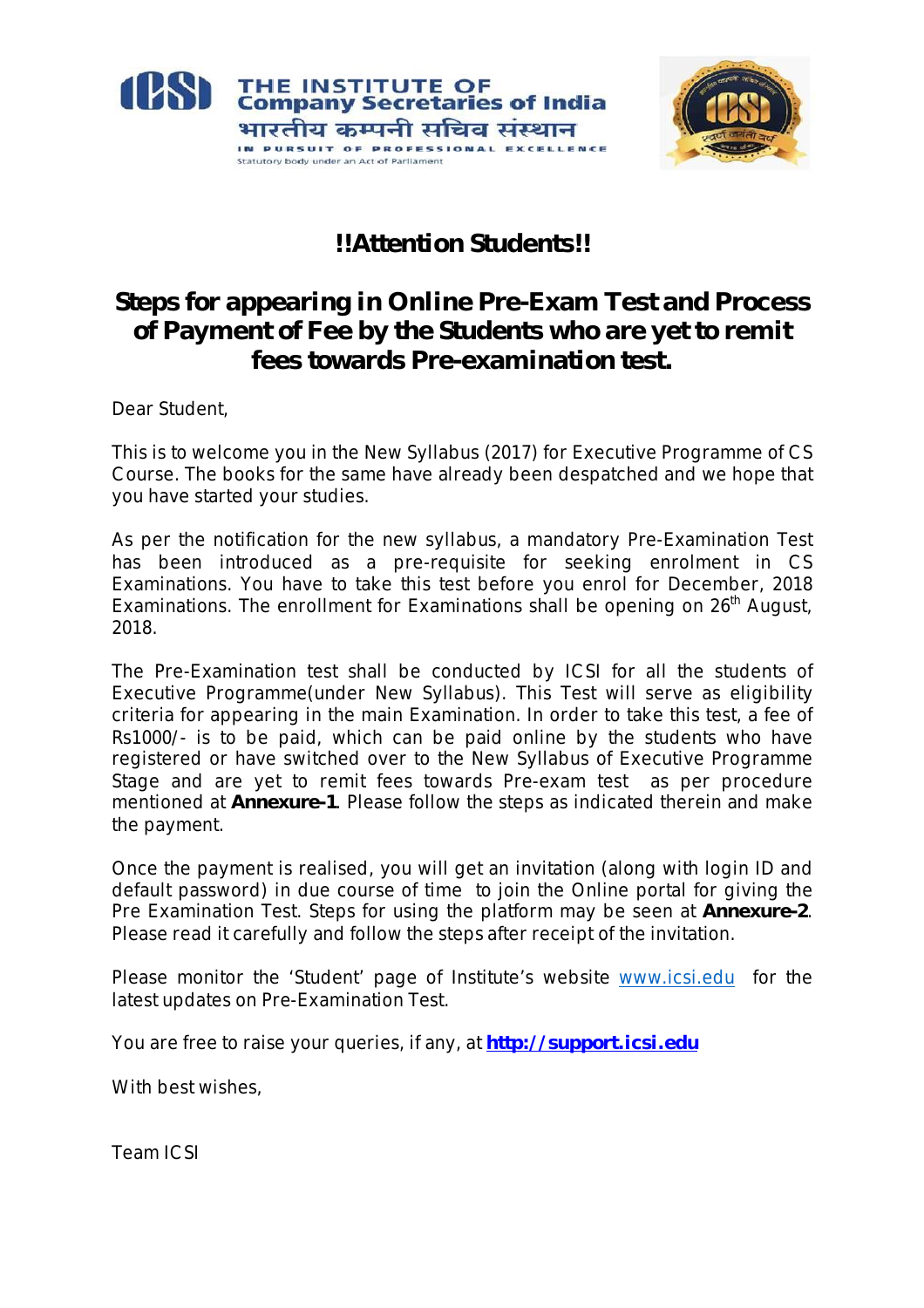THE INSTITUTE OF
Company Secretaries of India
भारतीय कम्पनी सचिव संस्थान
IN PURSUIT OF PROFESSIONAL EXCELLENCE
Statutory body under an Act of Parliament

# !!Attention Students!!

## Steps for appearing in Online Pre-Exam Test and Process of Payment of Fee by the Students who are yet to remit fees towards Pre-examination test.

Dear Student,

This is to welcome you in the New Syllabus (2017) for Executive Programme of CS Course. The books for the same have already been despatched and we hope that you have started your studies.

As per the notification for the new syllabus, a mandatory Pre-Examination Test has been introduced as a pre-requisite for seeking enrolment in CS Examinations. You have to take this test before you enrol for December, 2018 Examinations. The enrollment for Examinations shall be opening on 26th August, 2018.

The Pre-Examination test shall be conducted by ICSI for all the students of Executive Programme(under New Syllabus). This Test will serve as eligibility criteria for appearing in the main Examination. In order to take this test, a fee of Rs1000/- is to be paid, which can be paid online by the students who have registered or have switched over to the New Syllabus of Executive Programme Stage and are yet to remit fees towards Pre-exam test as per procedure mentioned at **Annexure-1**. Please follow the steps as indicated therein and make the payment.

Once the payment is realised, you will get an invitation (along with login ID and default password) in due course of time to join the Online portal for giving the Pre Examination Test. Steps for using the platform may be seen at **Annexure-2**. Please read it carefully and follow the steps after receipt of the invitation.

Please monitor the 'Student' page of Institute's website www.icsi.edu for the latest updates on Pre-Examination Test.

You are free to raise your queries, if any, at **http://support.icsi.edu**

With best wishes,

Team ICSI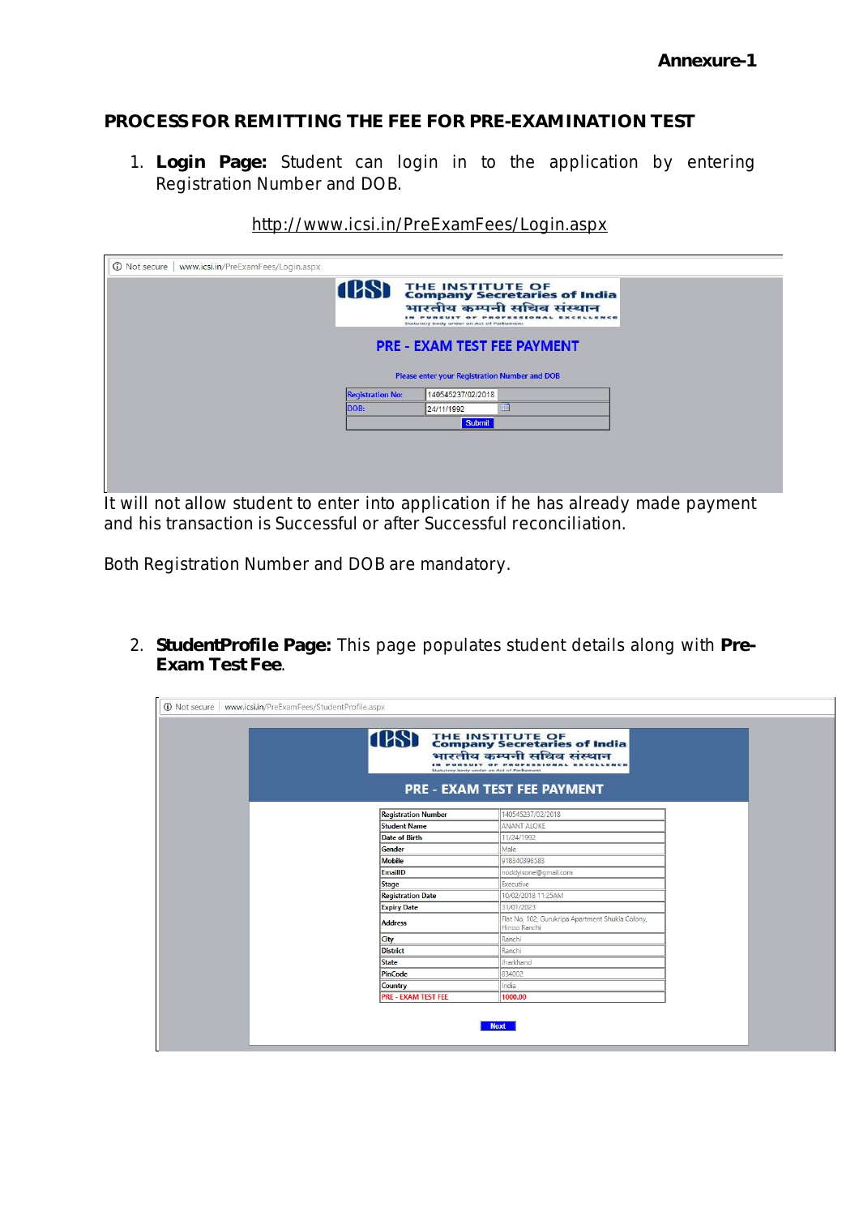**Annexure-1**

## PROCESS FOR REMITTING THE FEE FOR PRE-EXAMINATION TEST

1. **Login Page:** Student can login in to the application by entering Registration Number and DOB.

   http://www.icsi.in/PreExamFees/Login.aspx

It will not allow student to enter into application if he has already made payment and his transaction is Successful or after Successful reconciliation.

Both Registration Number and DOB are mandatory.

2. **StudentProfile Page:** This page populates student details along with **Pre-Exam Test Fee**.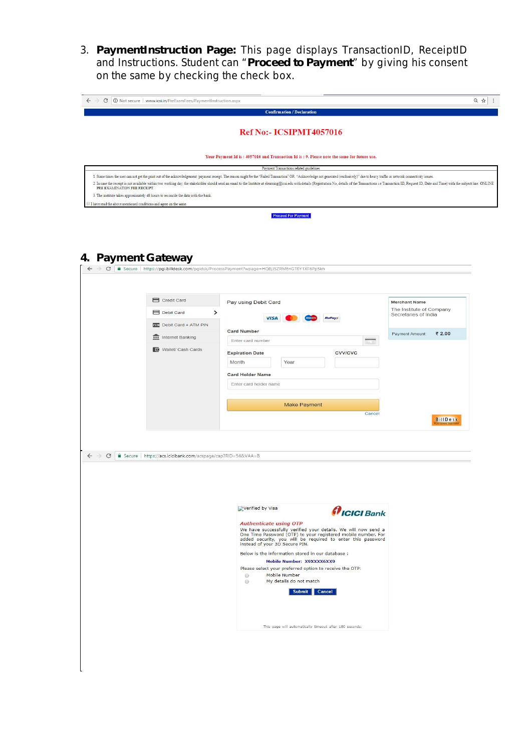3. **PaymentInstruction Page:** This page displays TransactionID, ReceiptID and Instructions. Student can "**Proceed to Payment**" by giving his consent on the same by checking the check box.

www.icsi.in/PreExamFees/PaymentInstruction.aspx

Confirmation / Declaration

Ref No:- ICSIPMT4057016

Your Payment Id is : 4057016 and Transaction Id is : 9. Please note the same for future use.

Payment Transactions related guidelines

1. Some times the user can not get the print out of the acknowledgement /payment receipt. The reason might be the "Failed Transaction" OR "Acknowledge not generated (exclusively)" due to heavy traffic or network connectivity issues.

2. In case the receipt is not available within two working day, the stakeholder should send an email to the Institute at elearning@icsi.edu with details (Registration No, details of the Transactions i.e Transaction ID, Request ID, Date and Time) with the subject line: ONLINE FEE EXAMINATION FEE RECEIPT.

3. The institute takes approximately 48 hours to reconcile the data with the bank.

I have read the above mentioned conditions and agree on the same.

Proceed For Payment

## 4. Payment Gateway

https://pgi.billdesk.com/pgidsk/ProcessPayment?wpage=HQ8jJSZRMEnGT0Y1XF6Pp5kh

- Credit Card
- Debit Card
- Debit Card + ATM PIN
- Internet Banking
- Wallet/ Cash Cards

Pay using Debit Card

VISA | RuPay

Card Number

Enter card number

Expiration Date — Month — Year

CVV/CVC

Card Holder Name

Enter card holder name

Make Payment

Cancel

Merchant Name

The Institute of Company Secretaries of India

Payment Amount ₹ 2.00

BillDesk

https://acs.icicibank.com/acspage/cap?RID=94&VAA=B

Verified by Visa

ICICI Bank

*Authenticate using OTP*

We have successfully verified your details. We will now send a One Time Password (OTP) to your registered mobile number. For added security, you will be required to enter this password instead of your 3D Secure PIN.

Below is the information stored in our database :

**Mobile Number: X9XXXX6XX9**

Please select your preferred option to receive the OTP:

- Mobile Number
- My details do not match

Submit | Cancel

This page will automatically timeout after 180 seconds.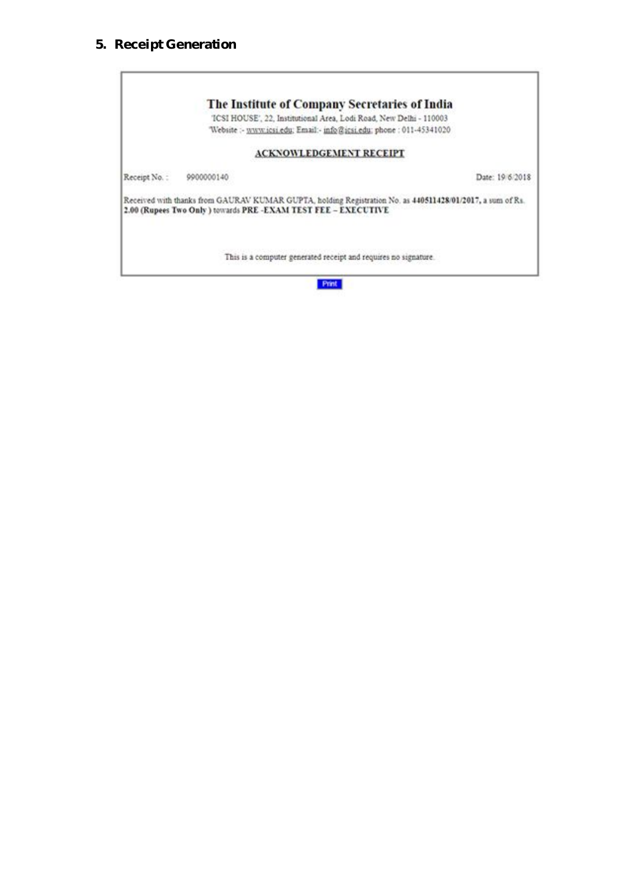## 5. Receipt Generation

**The Institute of Company Secretaries of India**

'ICSI HOUSE', 22, Institutional Area, Lodi Road, New Delhi - 110003

'Website :- www.icsi.edu; Email:- info@icsi.edu; phone : 011-45341020

**ACKNOWLEDGEMENT RECEIPT**

Receipt No. : 9900000140 Date: 19/6/2018

Received with thanks from GAURAV KUMAR GUPTA, holding Registration No. as **440511428/01/2017,** a sum of Rs. **2.00 (Rupees Two Only )** towards **PRE -EXAM TEST FEE – EXECUTIVE**

This is a computer generated receipt and requires no signature.

Print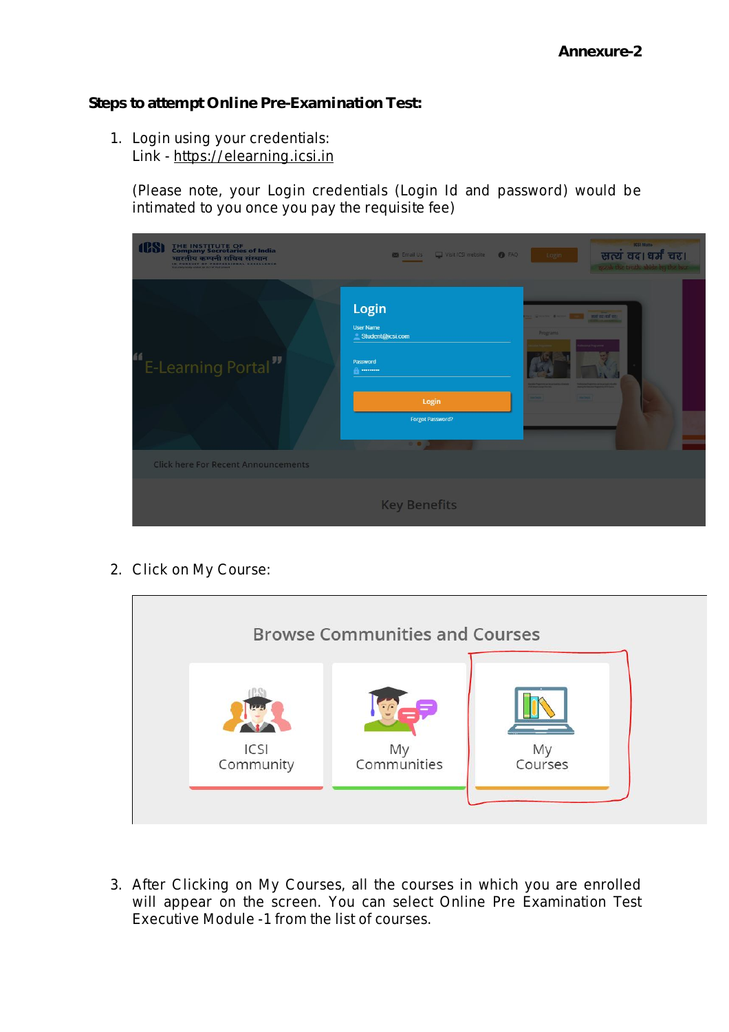**Annexure-2**

**Steps to attempt Online Pre-Examination Test:**

1. Login using your credentials:
   Link - https://elearning.icsi.in

   (Please note, your Login credentials (Login Id and password) would be intimated to you once you pay the requisite fee)

2. Click on My Course:

3. After Clicking on My Courses, all the courses in which you are enrolled will appear on the screen. You can select Online Pre Examination Test Executive Module -1 from the list of courses.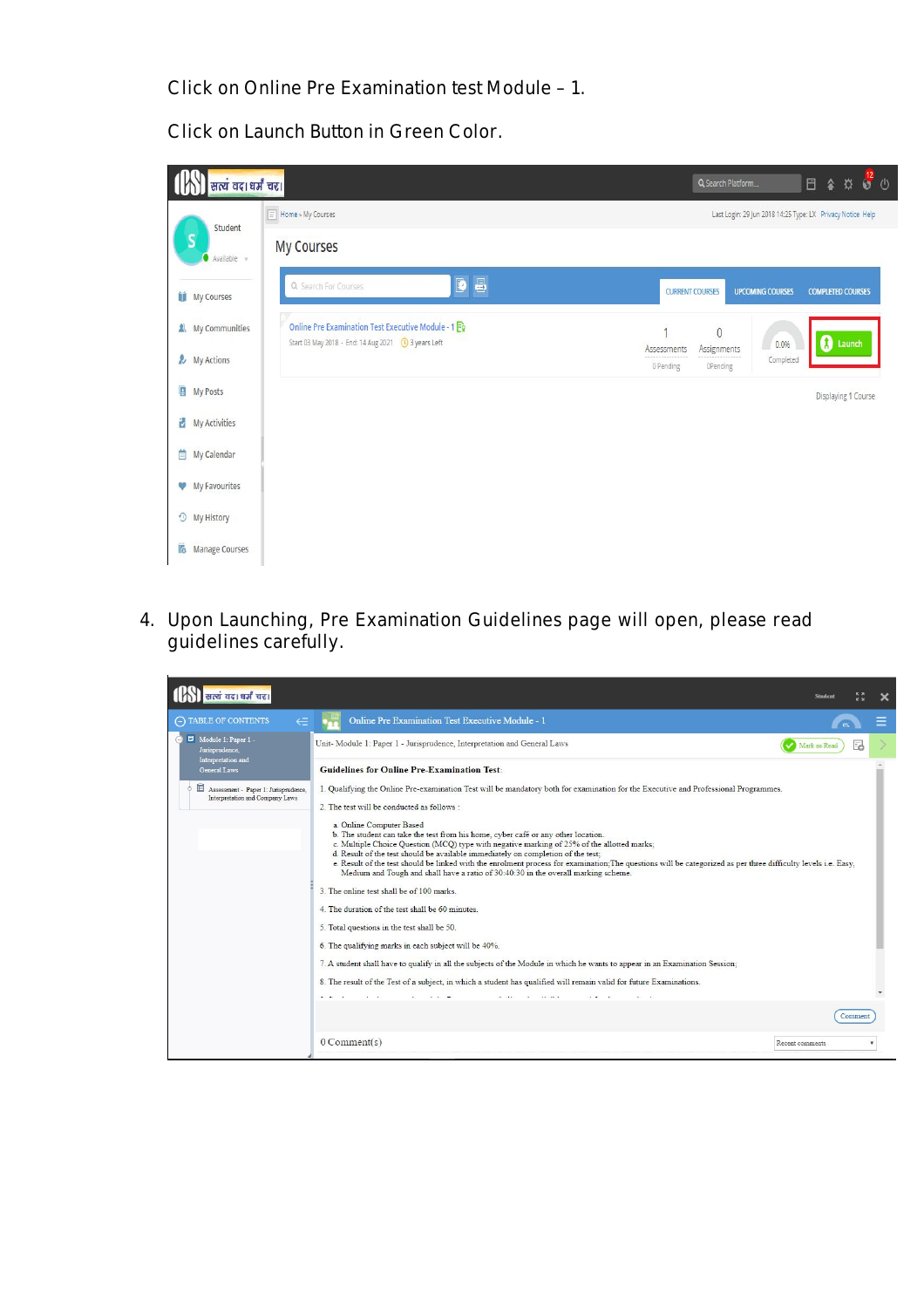Click on Online Pre Examination test Module – 1.

Click on Launch Button in Green Color.

4. Upon Launching, Pre Examination Guidelines page will open, please read guidelines carefully.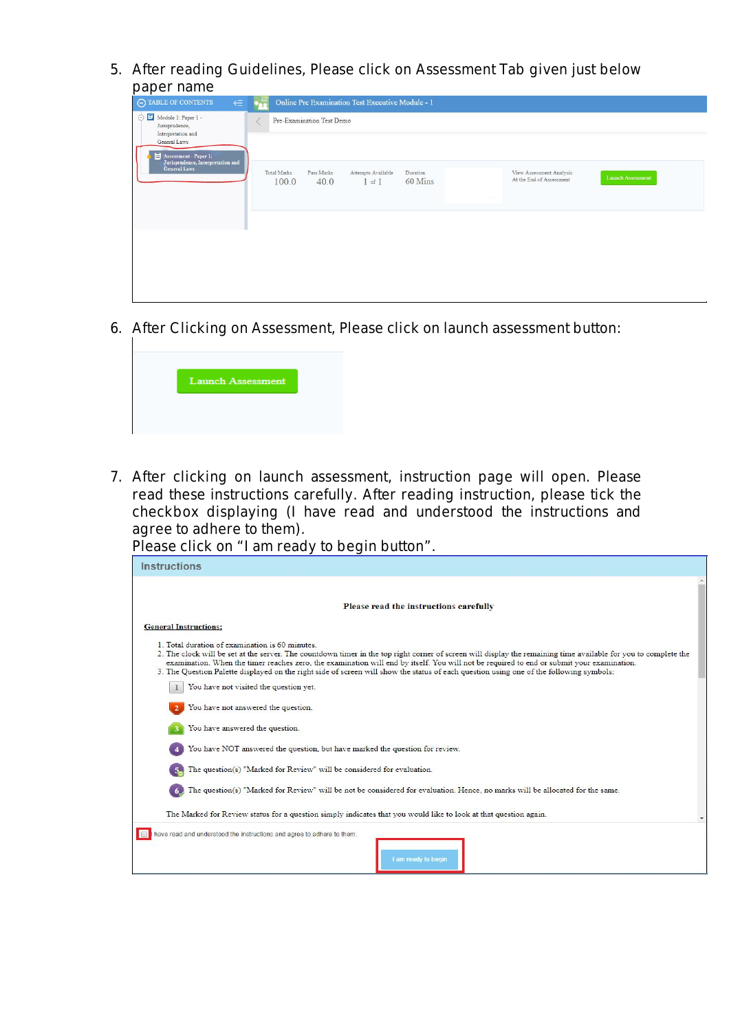5. After reading Guidelines, Please click on Assessment Tab given just below paper name

6. After Clicking on Assessment, Please click on launch assessment button:

7. After clicking on launch assessment, instruction page will open. Please read these instructions carefully. After reading instruction, please tick the checkbox displaying (I have read and understood the instructions and agree to adhere to them).
   Please click on "I am ready to begin button".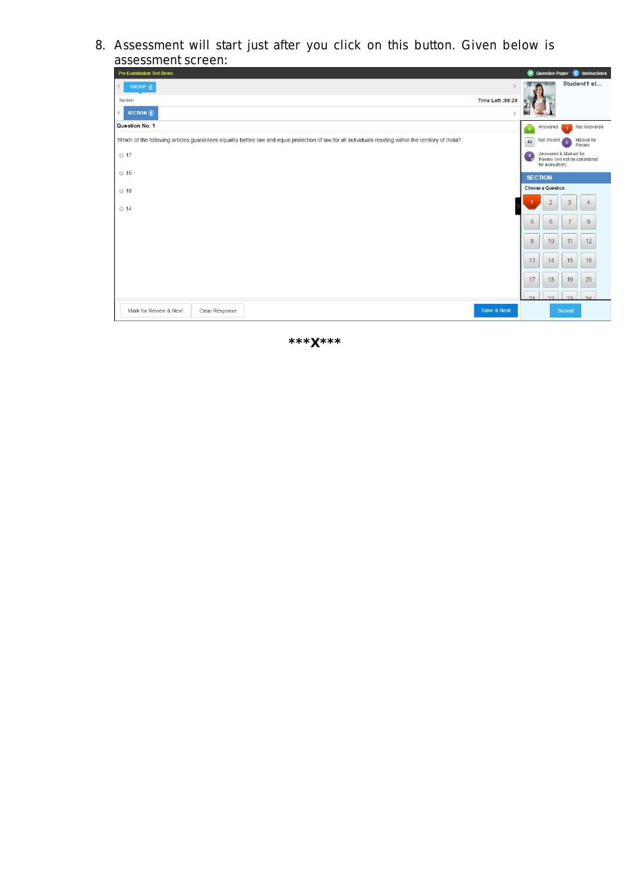8. Assessment will start just after you click on this button. Given below is assessment screen:

***X***